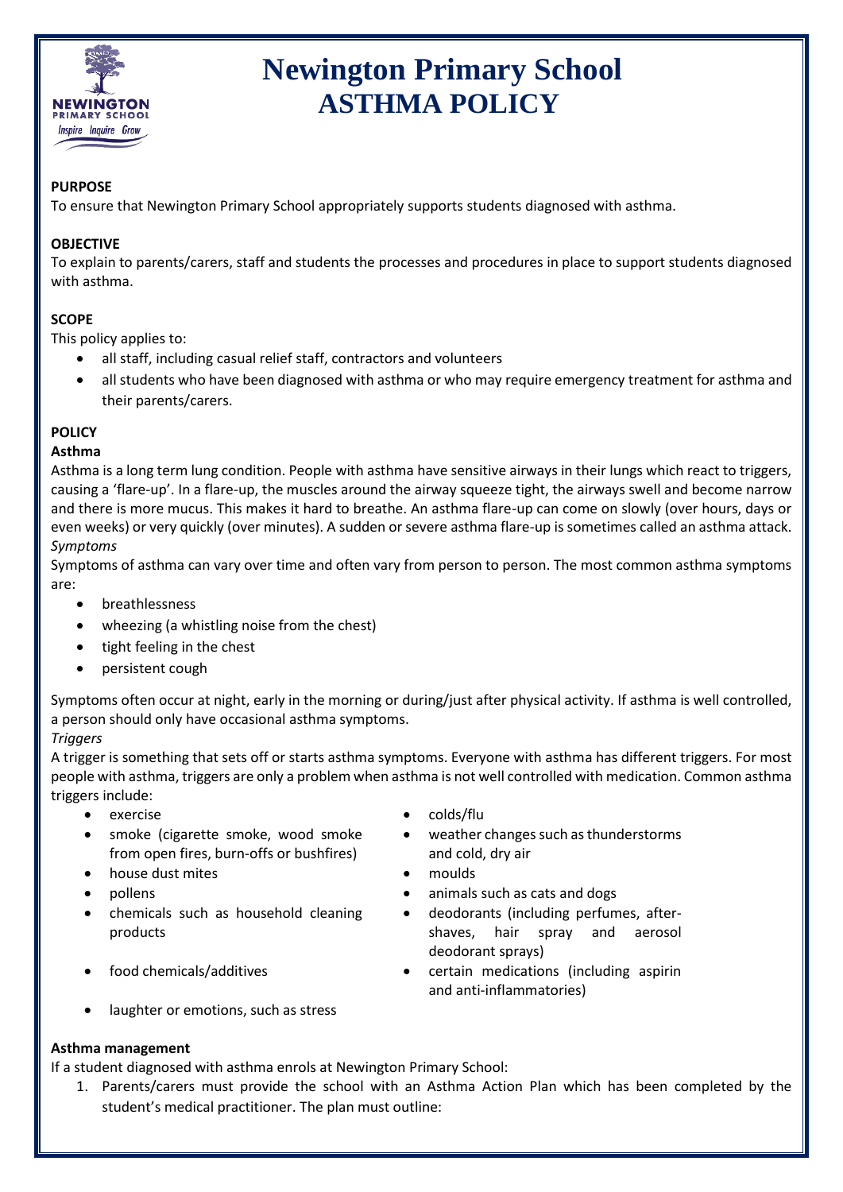# Newington Primary School
# ASTHMA POLICY

**PURPOSE**
To ensure that Newington Primary School appropriately supports students diagnosed with asthma.

**OBJECTIVE**
To explain to parents/carers, staff and students the processes and procedures in place to support students diagnosed with asthma.

**SCOPE**
This policy applies to:

- all staff, including casual relief staff, contractors and volunteers
- all students who have been diagnosed with asthma or who may require emergency treatment for asthma and their parents/carers.

**POLICY**

**Asthma**
Asthma is a long term lung condition. People with asthma have sensitive airways in their lungs which react to triggers, causing a 'flare-up'. In a flare-up, the muscles around the airway squeeze tight, the airways swell and become narrow and there is more mucus. This makes it hard to breathe. An asthma flare-up can come on slowly (over hours, days or even weeks) or very quickly (over minutes). A sudden or severe asthma flare-up is sometimes called an asthma attack.

*Symptoms*
Symptoms of asthma can vary over time and often vary from person to person. The most common asthma symptoms are:

- breathlessness
- wheezing (a whistling noise from the chest)
- tight feeling in the chest
- persistent cough

Symptoms often occur at night, early in the morning or during/just after physical activity. If asthma is well controlled, a person should only have occasional asthma symptoms.

*Triggers*
A trigger is something that sets off or starts asthma symptoms. Everyone with asthma has different triggers. For most people with asthma, triggers are only a problem when asthma is not well controlled with medication. Common asthma triggers include:

- exercise
- smoke (cigarette smoke, wood smoke from open fires, burn-offs or bushfires)
- house dust mites
- pollens
- chemicals such as household cleaning products
- food chemicals/additives
- laughter or emotions, such as stress
- colds/flu
- weather changes such as thunderstorms and cold, dry air
- moulds
- animals such as cats and dogs
- deodorants (including perfumes, after-shaves, hair spray and aerosol deodorant sprays)
- certain medications (including aspirin and anti-inflammatories)

**Asthma management**
If a student diagnosed with asthma enrols at Newington Primary School:

1. Parents/carers must provide the school with an Asthma Action Plan which has been completed by the student's medical practitioner. The plan must outline: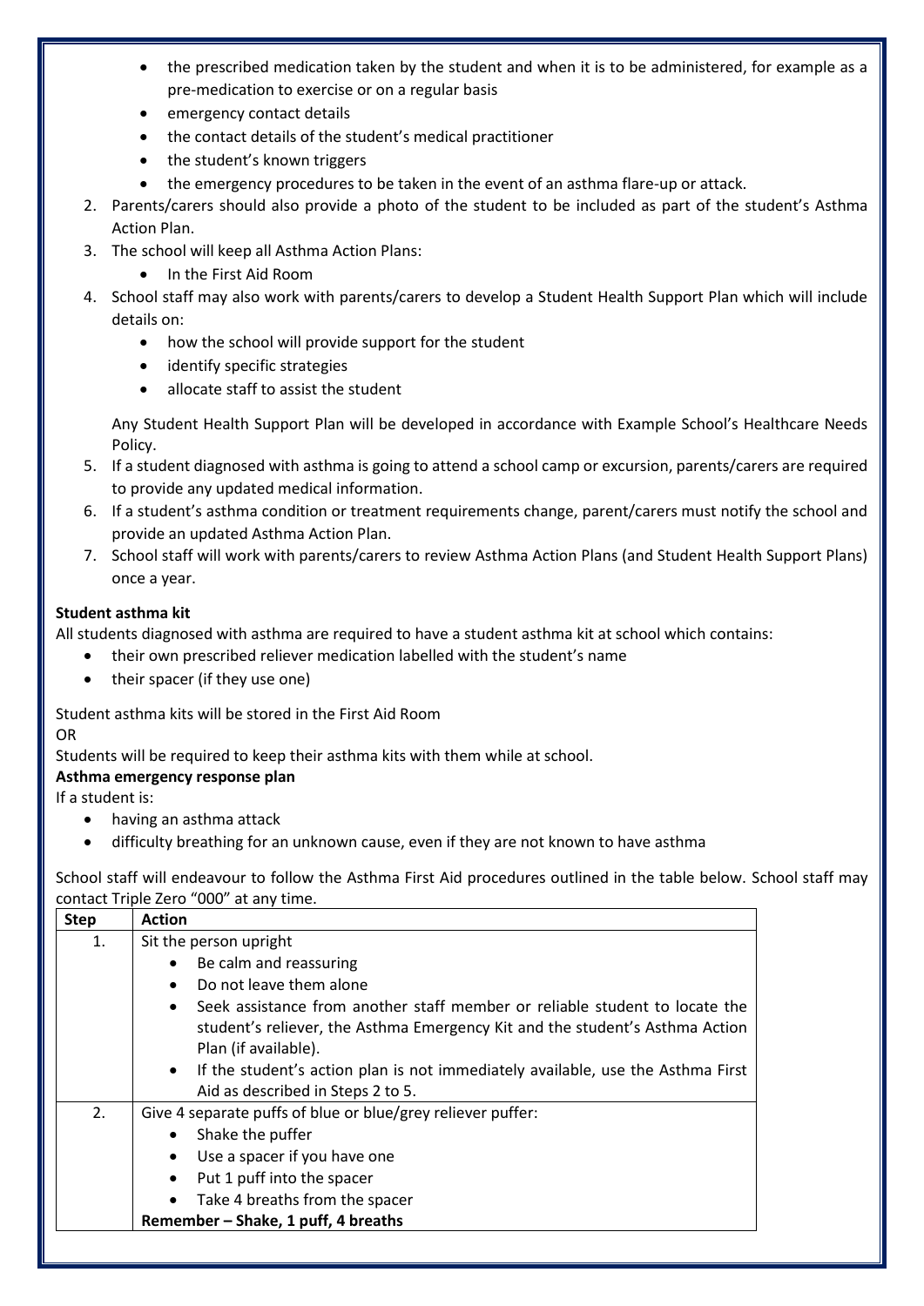- the prescribed medication taken by the student and when it is to be administered, for example as a pre-medication to exercise or on a regular basis
- emergency contact details
- the contact details of the student's medical practitioner
- the student's known triggers
- the emergency procedures to be taken in the event of an asthma flare-up or attack.

2. Parents/carers should also provide a photo of the student to be included as part of the student's Asthma Action Plan.
3. The school will keep all Asthma Action Plans:
   - In the First Aid Room
4. School staff may also work with parents/carers to develop a Student Health Support Plan which will include details on:
   - how the school will provide support for the student
   - identify specific strategies
   - allocate staff to assist the student

   Any Student Health Support Plan will be developed in accordance with Example School's Healthcare Needs Policy.
5. If a student diagnosed with asthma is going to attend a school camp or excursion, parents/carers are required to provide any updated medical information.
6. If a student's asthma condition or treatment requirements change, parent/carers must notify the school and provide an updated Asthma Action Plan.
7. School staff will work with parents/carers to review Asthma Action Plans (and Student Health Support Plans) once a year.

**Student asthma kit**

All students diagnosed with asthma are required to have a student asthma kit at school which contains:

- their own prescribed reliever medication labelled with the student's name
- their spacer (if they use one)

Student asthma kits will be stored in the First Aid Room

OR

Students will be required to keep their asthma kits with them while at school.

**Asthma emergency response plan**

If a student is:

- having an asthma attack
- difficulty breathing for an unknown cause, even if they are not known to have asthma

School staff will endeavour to follow the Asthma First Aid procedures outlined in the table below. School staff may contact Triple Zero "000" at any time.

| Step | Action |
|---|---|
| 1. | Sit the person upright<br>• Be calm and reassuring<br>• Do not leave them alone<br>• Seek assistance from another staff member or reliable student to locate the student's reliever, the Asthma Emergency Kit and the student's Asthma Action Plan (if available).<br>• If the student's action plan is not immediately available, use the Asthma First Aid as described in Steps 2 to 5. |
| 2. | Give 4 separate puffs of blue or blue/grey reliever puffer:<br>• Shake the puffer<br>• Use a spacer if you have one<br>• Put 1 puff into the spacer<br>• Take 4 breaths from the spacer<br>**Remember – Shake, 1 puff, 4 breaths** |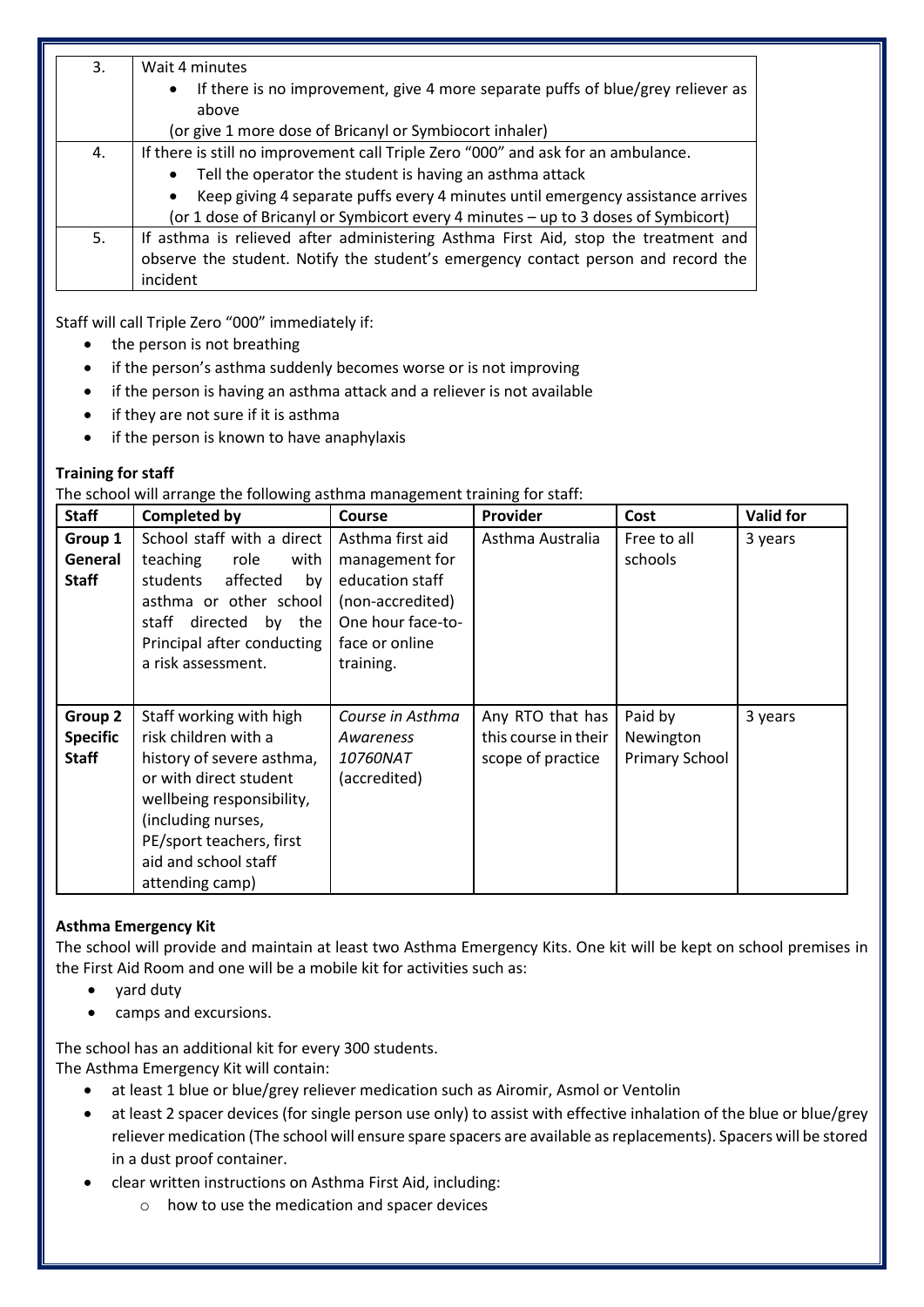| 3. | Wait 4 minutes<br>• If there is no improvement, give 4 more separate puffs of blue/grey reliever as above<br>(or give 1 more dose of Bricanyl or Symbiocort inhaler) |
|---|---|
| 4. | If there is still no improvement call Triple Zero "000" and ask for an ambulance.<br>• Tell the operator the student is having an asthma attack<br>• Keep giving 4 separate puffs every 4 minutes until emergency assistance arrives<br>(or 1 dose of Bricanyl or Symbicort every 4 minutes – up to 3 doses of Symbicort) |
| 5. | If asthma is relieved after administering Asthma First Aid, stop the treatment and observe the student. Notify the student's emergency contact person and record the incident |

Staff will call Triple Zero "000" immediately if:

- the person is not breathing
- if the person's asthma suddenly becomes worse or is not improving
- if the person is having an asthma attack and a reliever is not available
- if they are not sure if it is asthma
- if the person is known to have anaphylaxis

**Training for staff**

The school will arrange the following asthma management training for staff:

| Staff | Completed by | Course | Provider | Cost | Valid for |
|---|---|---|---|---|---|
| **Group 1 General Staff** | School staff with a direct teaching role with students affected by asthma or other school staff directed by the Principal after conducting a risk assessment. | Asthma first aid management for education staff (non-accredited) One hour face-to-face or online training. | Asthma Australia | Free to all schools | 3 years |
| **Group 2 Specific Staff** | Staff working with high risk children with a history of severe asthma, or with direct student wellbeing responsibility, (including nurses, PE/sport teachers, first aid and school staff attending camp) | *Course in Asthma Awareness 10760NAT* (accredited) | Any RTO that has this course in their scope of practice | Paid by Newington Primary School | 3 years |

**Asthma Emergency Kit**

The school will provide and maintain at least two Asthma Emergency Kits. One kit will be kept on school premises in the First Aid Room and one will be a mobile kit for activities such as:

- yard duty
- camps and excursions.

The school has an additional kit for every 300 students.

The Asthma Emergency Kit will contain:

- at least 1 blue or blue/grey reliever medication such as Airomir, Asmol or Ventolin
- at least 2 spacer devices (for single person use only) to assist with effective inhalation of the blue or blue/grey reliever medication (The school will ensure spare spacers are available as replacements). Spacers will be stored in a dust proof container.
- clear written instructions on Asthma First Aid, including:
  - how to use the medication and spacer devices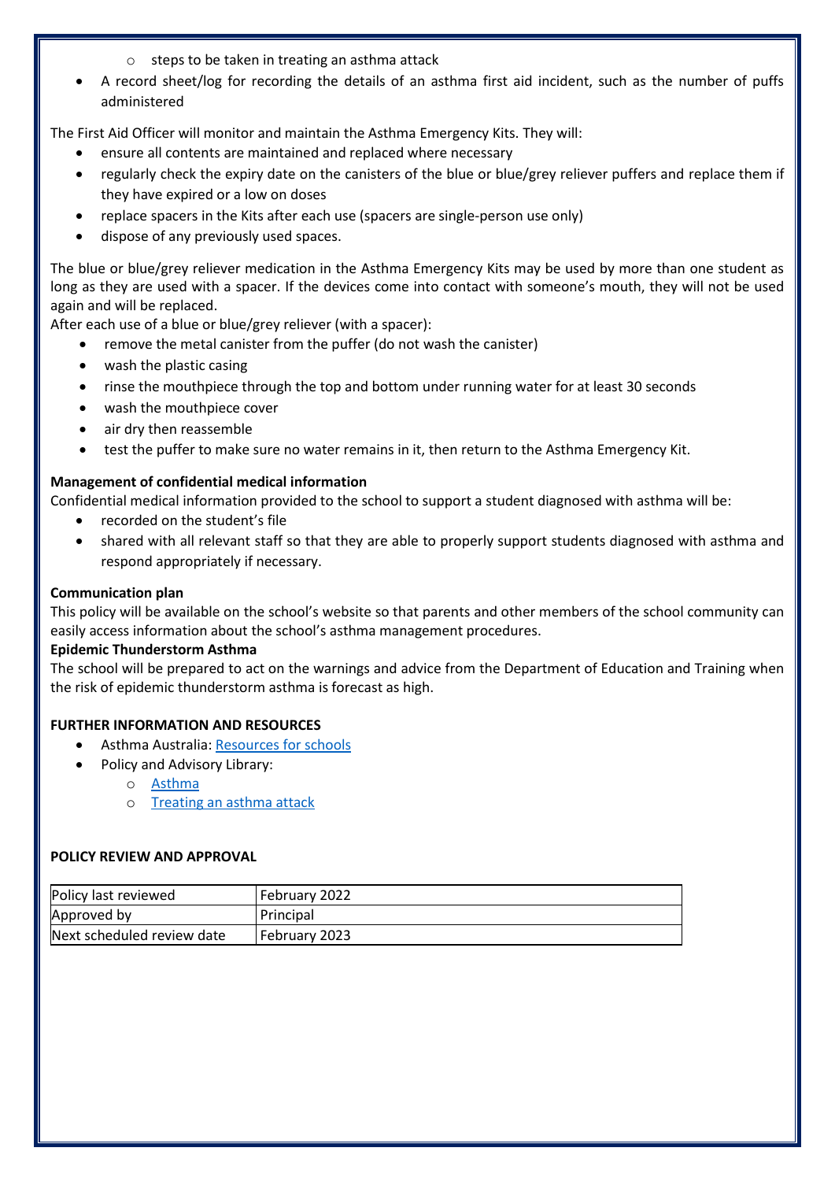- steps to be taken in treating an asthma attack
- A record sheet/log for recording the details of an asthma first aid incident, such as the number of puffs administered

The First Aid Officer will monitor and maintain the Asthma Emergency Kits. They will:

- ensure all contents are maintained and replaced where necessary
- regularly check the expiry date on the canisters of the blue or blue/grey reliever puffers and replace them if they have expired or a low on doses
- replace spacers in the Kits after each use (spacers are single-person use only)
- dispose of any previously used spaces.

The blue or blue/grey reliever medication in the Asthma Emergency Kits may be used by more than one student as long as they are used with a spacer. If the devices come into contact with someone's mouth, they will not be used again and will be replaced.

After each use of a blue or blue/grey reliever (with a spacer):

- remove the metal canister from the puffer (do not wash the canister)
- wash the plastic casing
- rinse the mouthpiece through the top and bottom under running water for at least 30 seconds
- wash the mouthpiece cover
- air dry then reassemble
- test the puffer to make sure no water remains in it, then return to the Asthma Emergency Kit.

**Management of confidential medical information**

Confidential medical information provided to the school to support a student diagnosed with asthma will be:

- recorded on the student's file
- shared with all relevant staff so that they are able to properly support students diagnosed with asthma and respond appropriately if necessary.

**Communication plan**

This policy will be available on the school's website so that parents and other members of the school community can easily access information about the school's asthma management procedures.

**Epidemic Thunderstorm Asthma**

The school will be prepared to act on the warnings and advice from the Department of Education and Training when the risk of epidemic thunderstorm asthma is forecast as high.

**FURTHER INFORMATION AND RESOURCES**

- Asthma Australia: [Resources for schools]
- Policy and Advisory Library:
    - [Asthma]
    - [Treating an asthma attack]

**POLICY REVIEW AND APPROVAL**

| | |
|---|---|
| Policy last reviewed | February 2022 |
| Approved by | Principal |
| Next scheduled review date | February 2023 |